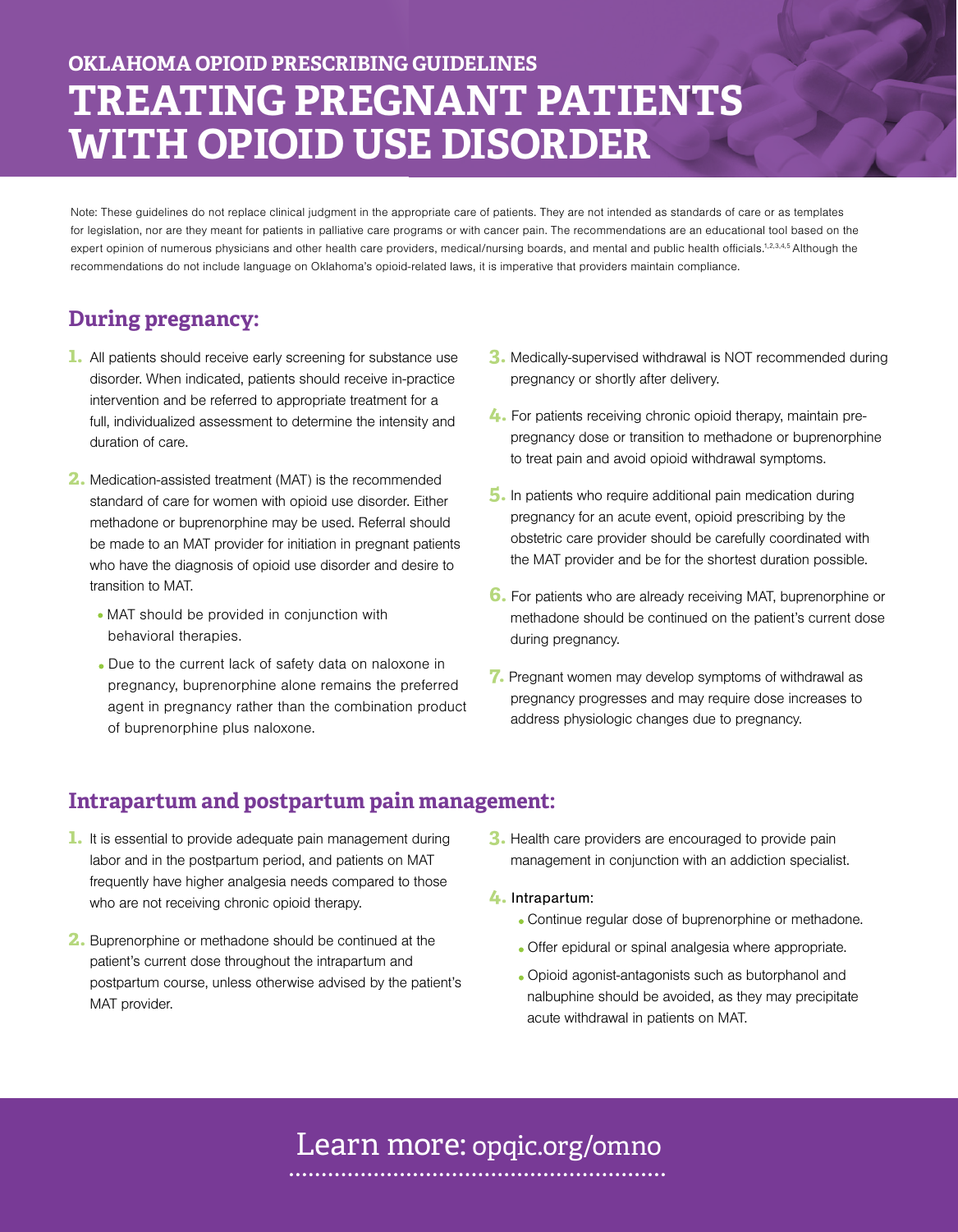# OKLAHOMA OPIOID PRESCRIBING GUIDELINES

# TREATING PREGNANT PATIENTS WITH OPIOID USE DISORDER

Note: These guidelines do not replace clinical judgment in the appropriate care of patients. They are not intended as standards of care or as templates for legislation, nor are they meant for patients in palliative care programs or with cancer pain. The recommendations are an educational tool based on the expert opinion of numerous physicians and other health care providers, medical/nursing boards, and mental and public health officials.[1,2,3,4,5] Although the recommendations do not include language on Oklahoma's opioid-related laws, it is imperative that providers maintain compliance.

## During pregnancy:

1. All patients should receive early screening for substance use disorder. When indicated, patients should receive in-practice intervention and be referred to appropriate treatment for a full, individualized assessment to determine the intensity and duration of care.
2. Medication-assisted treatment (MAT) is the recommended standard of care for women with opioid use disorder. Either methadone or buprenorphine may be used. Referral should be made to an MAT provider for initiation in pregnant patients who have the diagnosis of opioid use disorder and desire to transition to MAT.
   - MAT should be provided in conjunction with behavioral therapies.
   - Due to the current lack of safety data on naloxone in pregnancy, buprenorphine alone remains the preferred agent in pregnancy rather than the combination product of buprenorphine plus naloxone.
3. Medically-supervised withdrawal is NOT recommended during pregnancy or shortly after delivery.
4. For patients receiving chronic opioid therapy, maintain pre-pregnancy dose or transition to methadone or buprenorphine to treat pain and avoid opioid withdrawal symptoms.
5. In patients who require additional pain medication during pregnancy for an acute event, opioid prescribing by the obstetric care provider should be carefully coordinated with the MAT provider and be for the shortest duration possible.
6. For patients who are already receiving MAT, buprenorphine or methadone should be continued on the patient's current dose during pregnancy.
7. Pregnant women may develop symptoms of withdrawal as pregnancy progresses and may require dose increases to address physiologic changes due to pregnancy.

## Intrapartum and postpartum pain management:

1. It is essential to provide adequate pain management during labor and in the postpartum period, and patients on MAT frequently have higher analgesia needs compared to those who are not receiving chronic opioid therapy.
2. Buprenorphine or methadone should be continued at the patient's current dose throughout the intrapartum and postpartum course, unless otherwise advised by the patient's MAT provider.
3. Health care providers are encouraged to provide pain management in conjunction with an addiction specialist.
4. Intrapartum:
   - Continue regular dose of buprenorphine or methadone.
   - Offer epidural or spinal analgesia where appropriate.
   - Opioid agonist-antagonists such as butorphanol and nalbuphine should be avoided, as they may precipitate acute withdrawal in patients on MAT.

Learn more: opqic.org/omno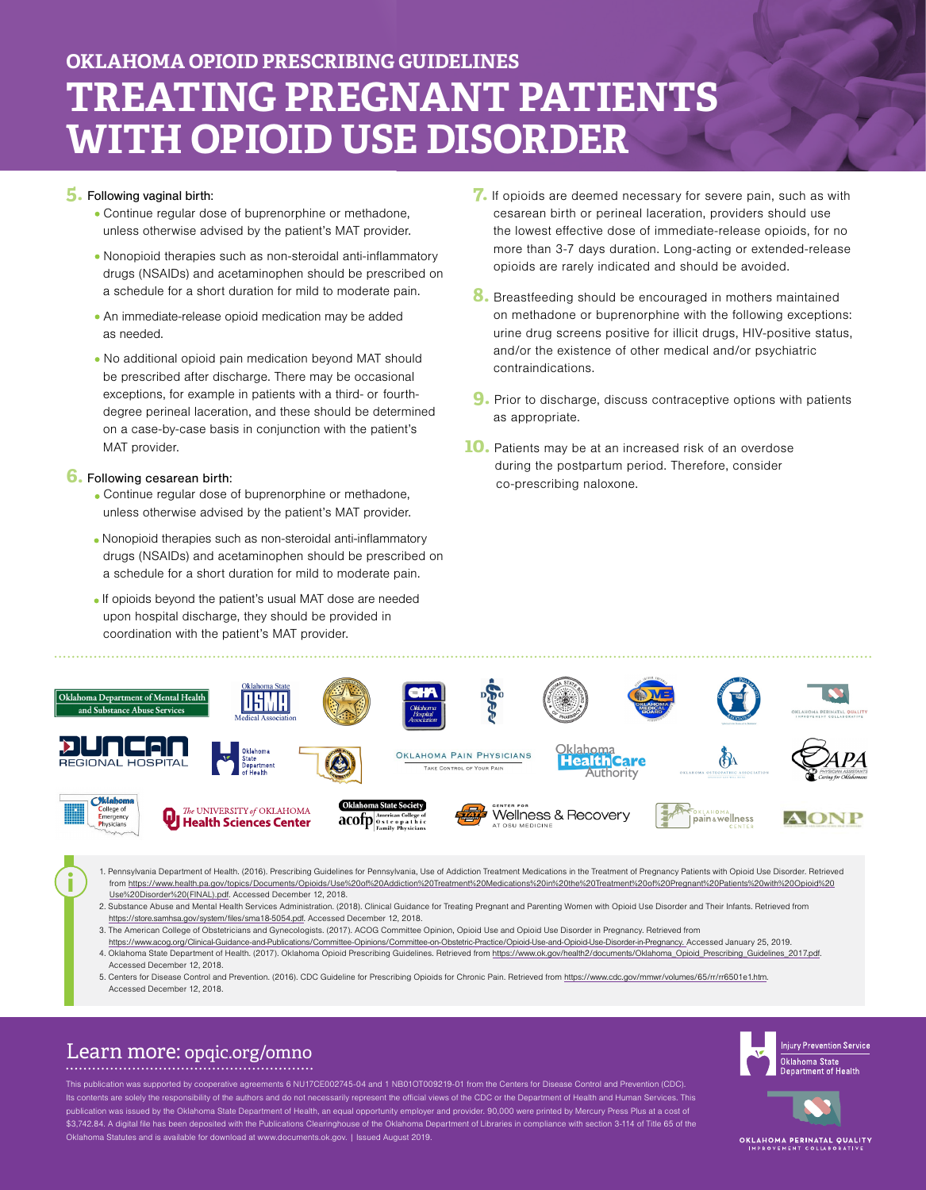OKLAHOMA OPIOID PRESCRIBING GUIDELINES

# TREATING PREGNANT PATIENTS WITH OPIOID USE DISORDER

**5.** Following vaginal birth:

- Continue regular dose of buprenorphine or methadone, unless otherwise advised by the patient's MAT provider.
- Nonopioid therapies such as non-steroidal anti-inflammatory drugs (NSAIDs) and acetaminophen should be prescribed on a schedule for a short duration for mild to moderate pain.
- An immediate-release opioid medication may be added as needed.
- No additional opioid pain medication beyond MAT should be prescribed after discharge. There may be occasional exceptions, for example in patients with a third- or fourth-degree perineal laceration, and these should be determined on a case-by-case basis in conjunction with the patient's MAT provider.

**6.** Following cesarean birth:

- Continue regular dose of buprenorphine or methadone, unless otherwise advised by the patient's MAT provider.
- Nonopioid therapies such as non-steroidal anti-inflammatory drugs (NSAIDs) and acetaminophen should be prescribed on a schedule for a short duration for mild to moderate pain.
- If opioids beyond the patient's usual MAT dose are needed upon hospital discharge, they should be provided in coordination with the patient's MAT provider.

**7.** If opioids are deemed necessary for severe pain, such as with cesarean birth or perineal laceration, providers should use the lowest effective dose of immediate-release opioids, for no more than 3-7 days duration. Long-acting or extended-release opioids are rarely indicated and should be avoided.

**8.** Breastfeeding should be encouraged in mothers maintained on methadone or buprenorphine with the following exceptions: urine drug screens positive for illicit drugs, HIV-positive status, and/or the existence of other medical and/or psychiatric contraindications.

**9.** Prior to discharge, discuss contraceptive options with patients as appropriate.

**10.** Patients may be at an increased risk of an overdose during the postpartum period. Therefore, consider co-prescribing naloxone.

1. Pennsylvania Department of Health. (2016). Prescribing Guidelines for Pennsylvania, Use of Addiction Treatment Medications in the Treatment of Pregnancy Patients with Opioid Use Disorder. Retrieved from https://www.health.pa.gov/topics/Documents/Opioids/Use%20of%20Addiction%20Treatment%20Medications%20in%20the%20Treatment%20of%20Pregnant%20Patients%20with%20Opioid%20Use%20Disorder%20(FINAL).pdf. Accessed December 12, 2018.
2. Substance Abuse and Mental Health Services Administration. (2018). Clinical Guidance for Treating Pregnant and Parenting Women with Opioid Use Disorder and Their Infants. Retrieved from https://store.samhsa.gov/system/files/sma18-5054.pdf. Accessed December 12, 2018.
3. The American College of Obstetricians and Gynecologists. (2017). ACOG Committee Opinion, Opioid Use and Opioid Use Disorder in Pregnancy. Retrieved from https://www.acog.org/Clinical-Guidance-and-Publications/Committee-Opinions/Committee-on-Obstetric-Practice/Opioid-Use-and-Opioid-Use-Disorder-in-Pregnancy. Accessed January 25, 2019.
4. Oklahoma State Department of Health. (2017). Oklahoma Opioid Prescribing Guidelines. Retrieved from https://www.ok.gov/health2/documents/Oklahoma_Opioid_Prescribing_Guidelines_2017.pdf. Accessed December 12, 2018.
5. Centers for Disease Control and Prevention. (2016). CDC Guideline for Prescribing Opioids for Chronic Pain. Retrieved from https://www.cdc.gov/mmwr/volumes/65/rr/rr6501e1.htm. Accessed December 12, 2018.

## Learn more: opqic.org/omno

This publication was supported by cooperative agreements 6 NU17CE002745-04 and 1 NB01OT009219-01 from the Centers for Disease Control and Prevention (CDC). Its contents are solely the responsibility of the authors and do not necessarily represent the official views of the CDC or the Department of Health and Human Services. This publication was issued by the Oklahoma State Department of Health, an equal opportunity employer and provider. 90,000 were printed by Mercury Press Plus at a cost of $3,742.84. A digital file has been deposited with the Publications Clearinghouse of the Oklahoma Department of Libraries in compliance with section 3-114 of Title 65 of the Oklahoma Statutes and is available for download at www.documents.ok.gov. | Issued August 2019.